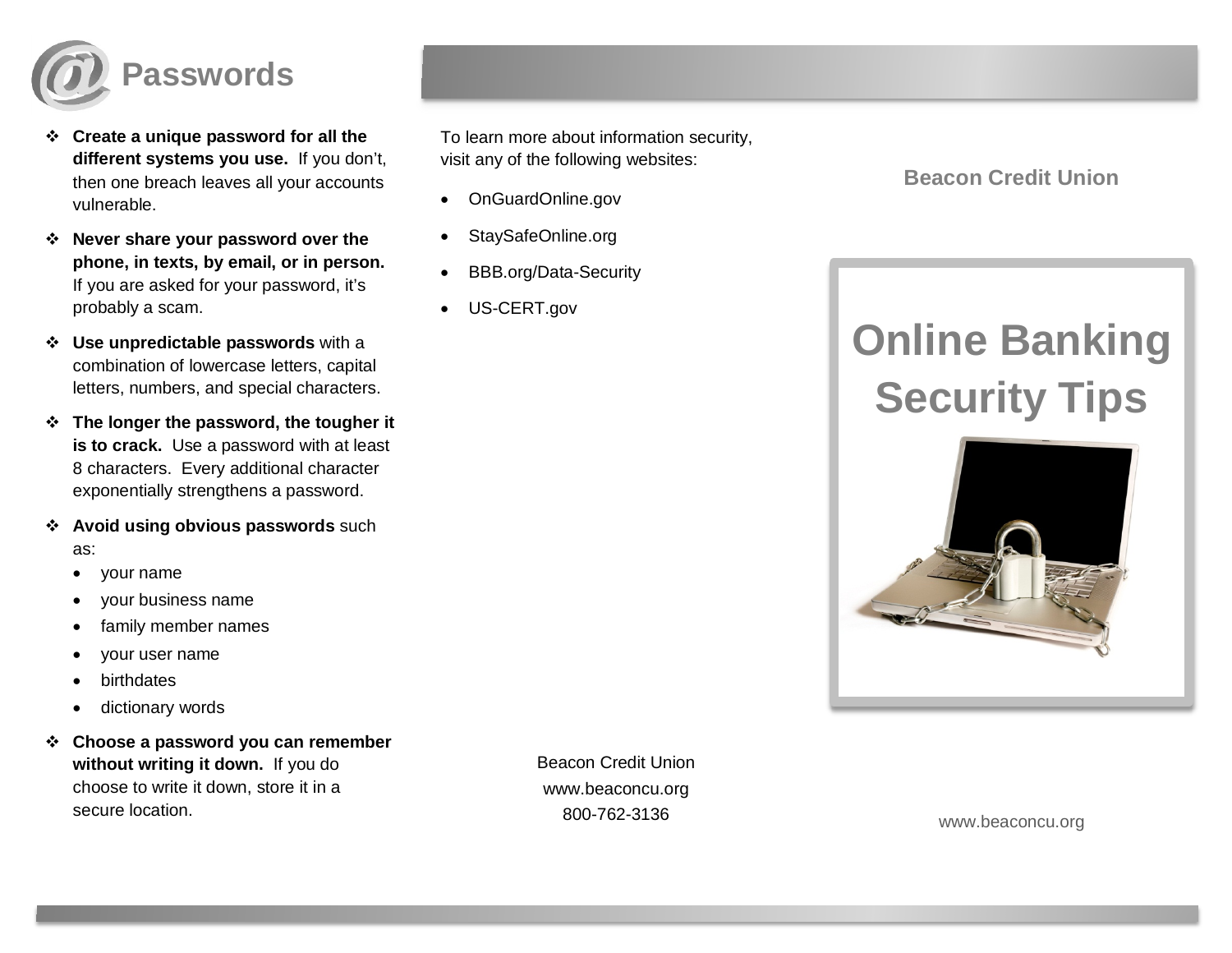## Passwords

- **Create a unique password for all the different systems you use.** If you don't, then one breach leaves all your accounts vulnerable.
- **Never share your password over the phone, in texts, by email, or in person.** If you are asked for your password, it's probably a scam.
- **Use unpredictable passwords** with a combination of lowercase letters, capital letters, numbers, and special characters.
- **The longer the password, the tougher it is to crack.** Use a password with at least 8 characters. Every additional character exponentially strengthens a password.
- **Avoid using obvious passwords** such as:
  - your name
  - your business name
  - family member names
  - your user name
  - birthdates
  - dictionary words
- **Choose a password you can remember without writing it down.** If you do choose to write it down, store it in a secure location.

To learn more about information security, visit any of the following websites:

- OnGuardOnline.gov
- StaySafeOnline.org
- BBB.org/Data-Security
- US-CERT.gov

Beacon Credit Union
www.beaconcu.org
800-762-3136

**Beacon Credit Union**

# Online Banking Security Tips

www.beaconcu.org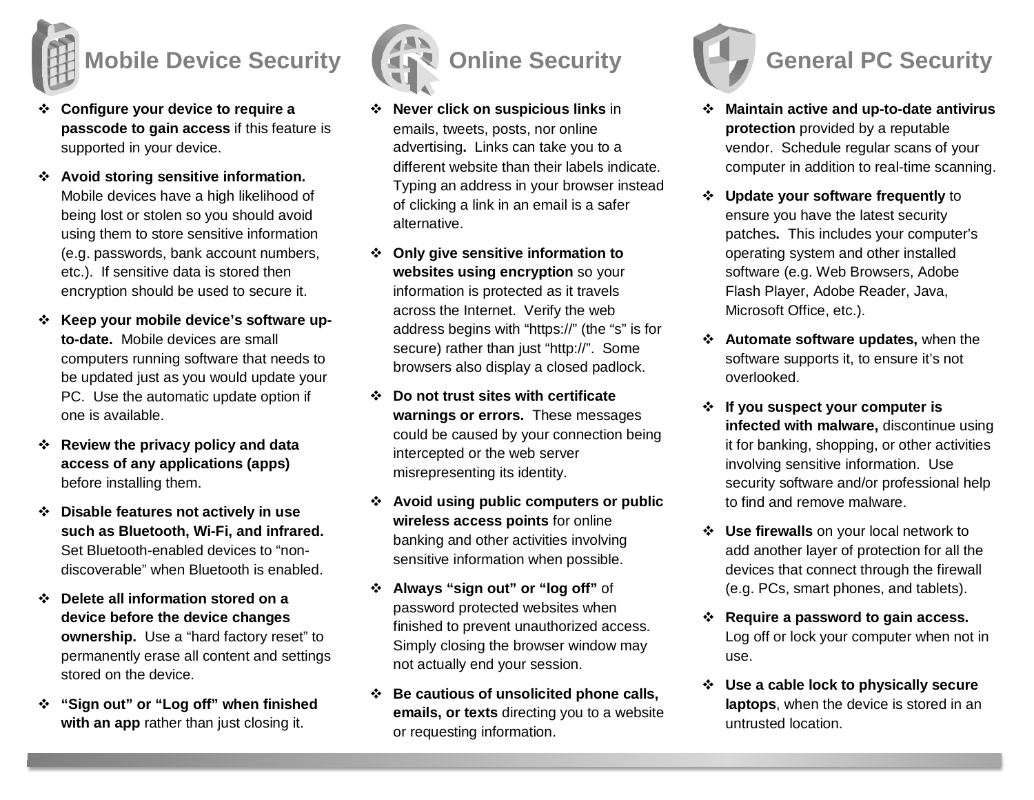## Mobile Device Security

- **Configure your device to require a passcode to gain access** if this feature is supported in your device.
- **Avoid storing sensitive information.** Mobile devices have a high likelihood of being lost or stolen so you should avoid using them to store sensitive information (e.g. passwords, bank account numbers, etc.). If sensitive data is stored then encryption should be used to secure it.
- **Keep your mobile device's software up-to-date.** Mobile devices are small computers running software that needs to be updated just as you would update your PC. Use the automatic update option if one is available.
- **Review the privacy policy and data access of any applications (apps)** before installing them.
- **Disable features not actively in use such as Bluetooth, Wi-Fi, and infrared.** Set Bluetooth-enabled devices to "non-discoverable" when Bluetooth is enabled.
- **Delete all information stored on a device before the device changes ownership.** Use a "hard factory reset" to permanently erase all content and settings stored on the device.
- **"Sign out" or "Log off" when finished with an app** rather than just closing it.

## Online Security

- **Never click on suspicious links** in emails, tweets, posts, nor online advertising**.** Links can take you to a different website than their labels indicate. Typing an address in your browser instead of clicking a link in an email is a safer alternative.
- **Only give sensitive information to websites using encryption** so your information is protected as it travels across the Internet. Verify the web address begins with "https://" (the "s" is for secure) rather than just "http://". Some browsers also display a closed padlock.
- **Do not trust sites with certificate warnings or errors.** These messages could be caused by your connection being intercepted or the web server misrepresenting its identity.
- **Avoid using public computers or public wireless access points** for online banking and other activities involving sensitive information when possible.
- **Always "sign out" or "log off"** of password protected websites when finished to prevent unauthorized access. Simply closing the browser window may not actually end your session.
- **Be cautious of unsolicited phone calls, emails, or texts** directing you to a website or requesting information.

## General PC Security

- **Maintain active and up-to-date antivirus protection** provided by a reputable vendor. Schedule regular scans of your computer in addition to real-time scanning.
- **Update your software frequently** to ensure you have the latest security patches**.** This includes your computer's operating system and other installed software (e.g. Web Browsers, Adobe Flash Player, Adobe Reader, Java, Microsoft Office, etc.).
- **Automate software updates,** when the software supports it, to ensure it's not overlooked.
- **If you suspect your computer is infected with malware,** discontinue using it for banking, shopping, or other activities involving sensitive information. Use security software and/or professional help to find and remove malware.
- **Use firewalls** on your local network to add another layer of protection for all the devices that connect through the firewall (e.g. PCs, smart phones, and tablets).
- **Require a password to gain access.** Log off or lock your computer when not in use.
- **Use a cable lock to physically secure laptops**, when the device is stored in an untrusted location.